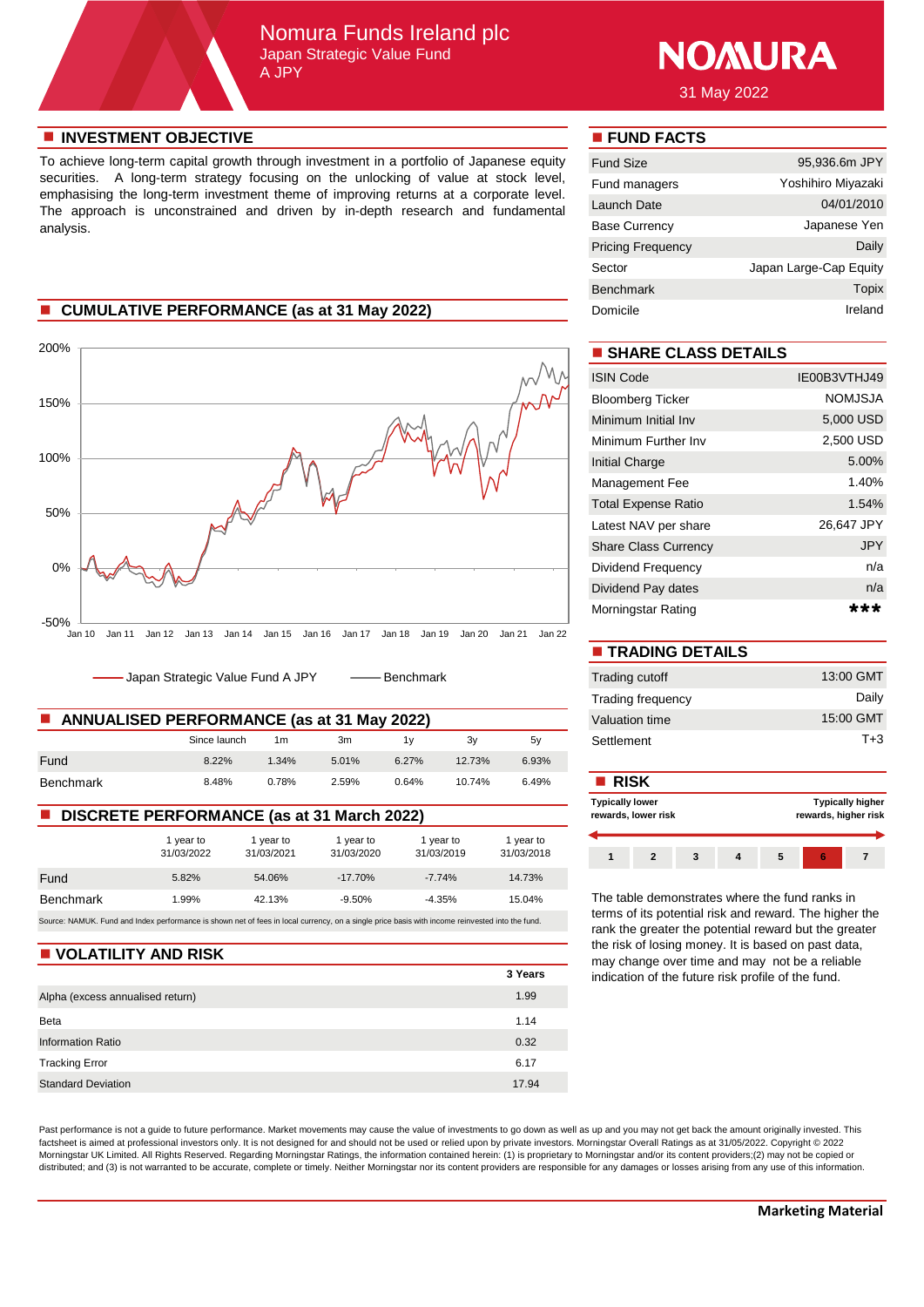# Nomura Funds Ireland plc

## Japan Strategic Value Fund

A JPY

NOMURA

31 May 2022

## INVESTMENT OBJECTIVE

To achieve long-term capital growth through investment in a portfolio of Japanese equity securities. A long-term strategy focusing on the unlocking of value at stock level, emphasising the long-term investment theme of improving returns at a corporate level. The approach is unconstrained and driven by in-depth research and fundamental analysis.

## CUMULATIVE PERFORMANCE (as at 31 May 2022)

Japan Strategic Value Fund A JPY — Benchmark

## ANNUALISED PERFORMANCE (as at 31 May 2022)

| | Since launch | 1m | 3m | 1y | 3y | 5y |
|---|---|---|---|---|---|---|
| Fund | 8.22% | 1.34% | 5.01% | 6.27% | 12.73% | 6.93% |
| Benchmark | 8.48% | 0.78% | 2.59% | 0.64% | 10.74% | 6.49% |

## DISCRETE PERFORMANCE (as at 31 March 2022)

| | 1 year to 31/03/2022 | 1 year to 31/03/2021 | 1 year to 31/03/2020 | 1 year to 31/03/2019 | 1 year to 31/03/2018 |
|---|---|---|---|---|---|
| Fund | 5.82% | 54.06% | -17.70% | -7.74% | 14.73% |
| Benchmark | 1.99% | 42.13% | -9.50% | -4.35% | 15.04% |

Source: NAMUK. Fund and Index performance is shown net of fees in local currency, on a single price basis with income reinvested into the fund.

## VOLATILITY AND RISK

| | 3 Years |
|---|---|
| Alpha (excess annualised return) | 1.99 |
| Beta | 1.14 |
| Information Ratio | 0.32 |
| Tracking Error | 6.17 |
| Standard Deviation | 17.94 |

## FUND FACTS

| | |
|---|---|
| Fund Size | 95,936.6m JPY |
| Fund managers | Yoshihiro Miyazaki |
| Launch Date | 04/01/2010 |
| Base Currency | Japanese Yen |
| Pricing Frequency | Daily |
| Sector | Japan Large-Cap Equity |
| Benchmark | Topix |
| Domicile | Ireland |

## SHARE CLASS DETAILS

| | |
|---|---|
| ISIN Code | IE00B3VTHJ49 |
| Bloomberg Ticker | NOMJSJA |
| Minimum Initial Inv | 5,000 USD |
| Minimum Further Inv | 2,500 USD |
| Initial Charge | 5.00% |
| Management Fee | 1.40% |
| Total Expense Ratio | 1.54% |
| Latest NAV per share | 26,647 JPY |
| Share Class Currency | JPY |
| Dividend Frequency | n/a |
| Dividend Pay dates | n/a |
| Morningstar Rating | *** |

## TRADING DETAILS

| | |
|---|---|
| Trading cutoff | 13:00 GMT |
| Trading frequency | Daily |
| Valuation time | 15:00 GMT |
| Settlement | T+3 |

## RISK

**Typically lower rewards, lower risk** — **Typically higher rewards, higher risk**

| 1 | 2 | 3 | 4 | 5 | **6** | 7 |
|---|---|---|---|---|---|---|

The table demonstrates where the fund ranks in terms of its potential risk and reward. The higher the rank the greater the potential reward but the greater the risk of losing money. It is based on past data, may change over time and may not be a reliable indication of the future risk profile of the fund.

Past performance is not a guide to future performance. Market movements may cause the value of investments to go down as well as up and you may not get back the amount originally invested. This factsheet is aimed at professional investors only. It is not designed for and should not be used or relied upon by private investors. Morningstar Overall Ratings as at 31/05/2022. Copyright © 2022 Morningstar UK Limited. All Rights Reserved. Regarding Morningstar Ratings, the information contained herein: (1) is proprietary to Morningstar and/or its content providers;(2) may not be copied or distributed; and (3) is not warranted to be accurate, complete or timely. Neither Morningstar nor its content providers are responsible for any damages or losses arising from any use of this information.

**Marketing Material**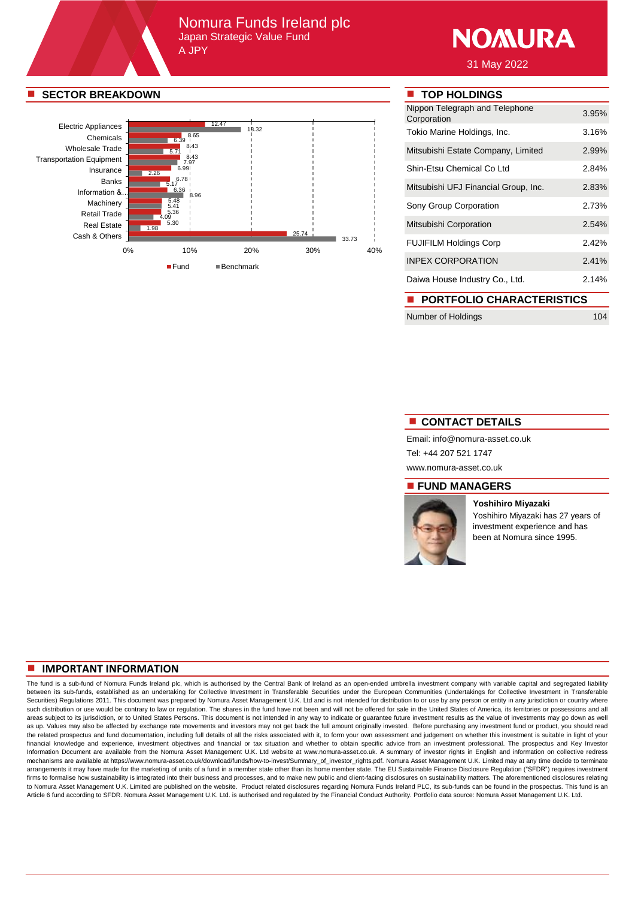Nomura Funds Ireland plc
Japan Strategic Value Fund
A JPY

31 May 2022

## SECTOR BREAKDOWN

Electric Appliances 12.47 18.32
Chemicals 8.65 6.39
Wholesale Trade 8.43 5.71
Transportation Equipment 8.43 7.97
Insurance 6.99 2.26
Banks 6.78 5.17
Information &... 6.36 8.96
Machinery 5.48 5.41
Retail Trade 5.36 4.09
Real Estate 5.30 1.98
Cash & Others 25.74 33.73

0% 10% 20% 30% 40%

Fund Benchmark

## TOP HOLDINGS

| | |
|---|---|
| Nippon Telegraph and Telephone Corporation | 3.95% |
| Tokio Marine Holdings, Inc. | 3.16% |
| Mitsubishi Estate Company, Limited | 2.99% |
| Shin-Etsu Chemical Co Ltd | 2.84% |
| Mitsubishi UFJ Financial Group, Inc. | 2.83% |
| Sony Group Corporation | 2.73% |
| Mitsubishi Corporation | 2.54% |
| FUJIFILM Holdings Corp | 2.42% |
| INPEX CORPORATION | 2.41% |
| Daiwa House Industry Co., Ltd. | 2.14% |

## PORTFOLIO CHARACTERISTICS

| | |
|---|---|
| Number of Holdings | 104 |

## CONTACT DETAILS

Email: info@nomura-asset.co.uk

Tel: +44 207 521 1747

www.nomura-asset.co.uk

## FUND MANAGERS

**Yoshihiro Miyazaki**

Yoshihiro Miyazaki has 27 years of investment experience and has been at Nomura since 1995.

## IMPORTANT INFORMATION

The fund is a sub-fund of Nomura Funds Ireland plc, which is authorised by the Central Bank of Ireland as an open-ended umbrella investment company with variable capital and segregated liability between its sub-funds, established as an undertaking for Collective Investment in Transferable Securities under the European Communities (Undertakings for Collective Investment in Transferable Securities) Regulations 2011. This document was prepared by Nomura Asset Management U.K. Ltd and is not intended for distribution to or use by any person or entity in any jurisdiction or country where such distribution or use would be contrary to law or regulation. The shares in the fund have not been and will not be offered for sale in the United States of America, its territories or possessions and all areas subject to its jurisdiction, or to United States Persons. This document is not intended in any way to indicate or guarantee future investment results as the value of investments may go down as well as up. Values may also be affected by exchange rate movements and investors may not get back the full amount originally invested. Before purchasing any investment fund or product, you should read the related prospectus and fund documentation, including full details of all the risks associated with it, to form your own assessment and judgement on whether this investment is suitable in light of your financial knowledge and experience, investment objectives and financial or tax situation and whether to obtain specific advice from an investment professional. The prospectus and Key Investor Information Document are available from the Nomura Asset Management U.K. Ltd website at www.nomura-asset.co.uk. A summary of investor rights in English and information on collective redress mechanisms are available at https://www.nomura-asset.co.uk/download/funds/how-to-invest/Summary_of_investor_rights.pdf. Nomura Asset Management U.K. Limited may at any time decide to terminate arrangements it may have made for the marketing of units of a fund in a member state other than its home member state. The EU Sustainable Finance Disclosure Regulation ("SFDR") requires investment firms to formalise how sustainability is integrated into their business and processes, and to make new public and client-facing disclosures on sustainability matters. The aforementioned disclosures relating to Nomura Asset Management U.K. Limited are published on the website. Product related disclosures regarding Nomura Funds Ireland PLC, its sub-funds can be found in the prospectus. This fund is an Article 6 fund according to SFDR. Nomura Asset Management U.K. Ltd. is authorised and regulated by the Financial Conduct Authority. Portfolio data source: Nomura Asset Management U.K. Ltd.